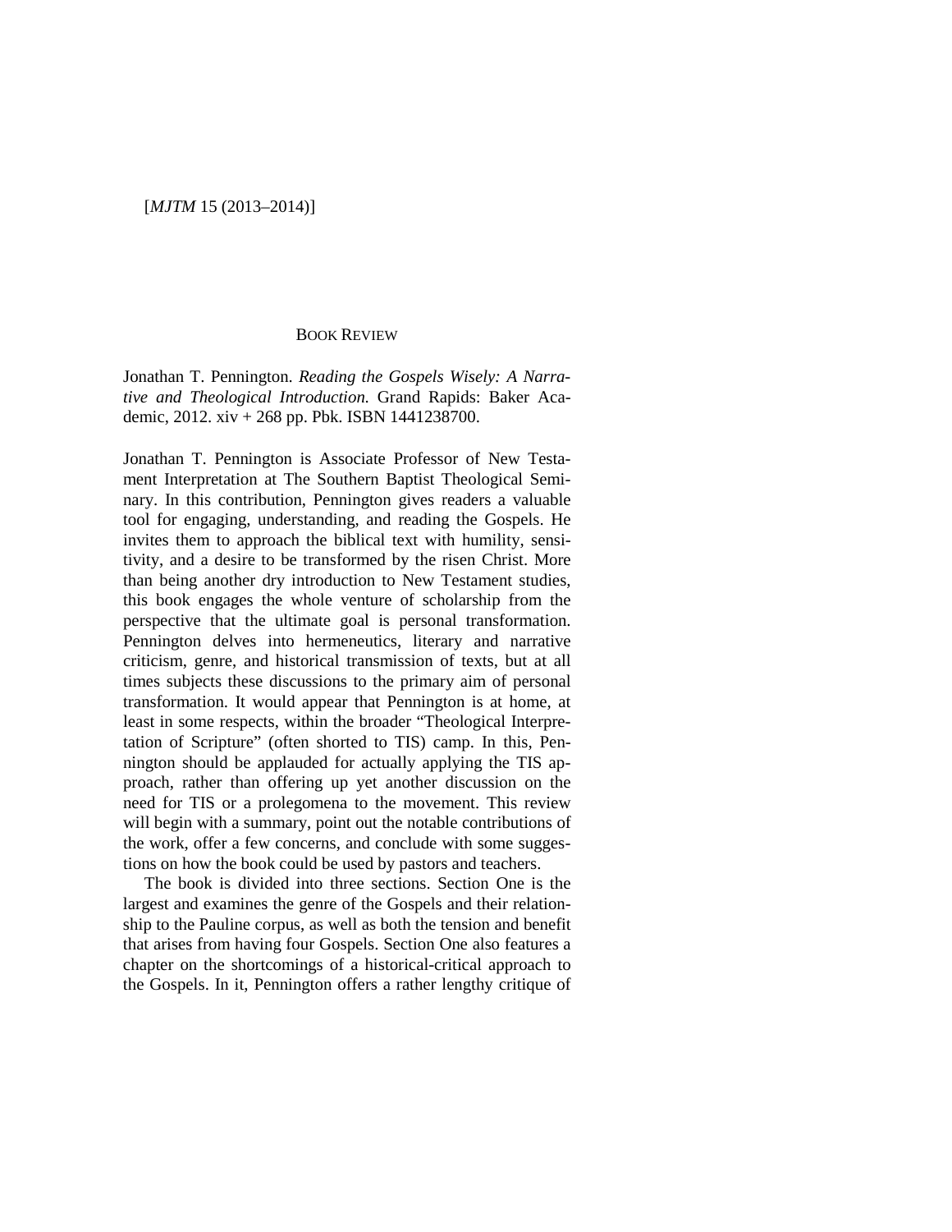BOOK REVIEW

Jonathan T. Pennington. *Reading the Gospels Wisely: A Narrative and Theological Introduction.* Grand Rapids: Baker Academic, 2012. xiv + 268 pp. Pbk. ISBN 1441238700.

Jonathan T. Pennington is Associate Professor of New Testament Interpretation at The Southern Baptist Theological Seminary. In this contribution, Pennington gives readers a valuable tool for engaging, understanding, and reading the Gospels. He invites them to approach the biblical text with humility, sensitivity, and a desire to be transformed by the risen Christ. More than being another dry introduction to New Testament studies, this book engages the whole venture of scholarship from the perspective that the ultimate goal is personal transformation. Pennington delves into hermeneutics, literary and narrative criticism, genre, and historical transmission of texts, but at all times subjects these discussions to the primary aim of personal transformation. It would appear that Pennington is at home, at least in some respects, within the broader "Theological Interpretation of Scripture" (often shorted to TIS) camp. In this, Pennington should be applauded for actually applying the TIS approach, rather than offering up yet another discussion on the need for TIS or a prolegomena to the movement. This review will begin with a summary, point out the notable contributions of the work, offer a few concerns, and conclude with some suggestions on how the book could be used by pastors and teachers.

The book is divided into three sections. Section One is the largest and examines the genre of the Gospels and their relationship to the Pauline corpus, as well as both the tension and benefit that arises from having four Gospels. Section One also features a chapter on the shortcomings of a historical-critical approach to the Gospels. In it, Pennington offers a rather lengthy critique of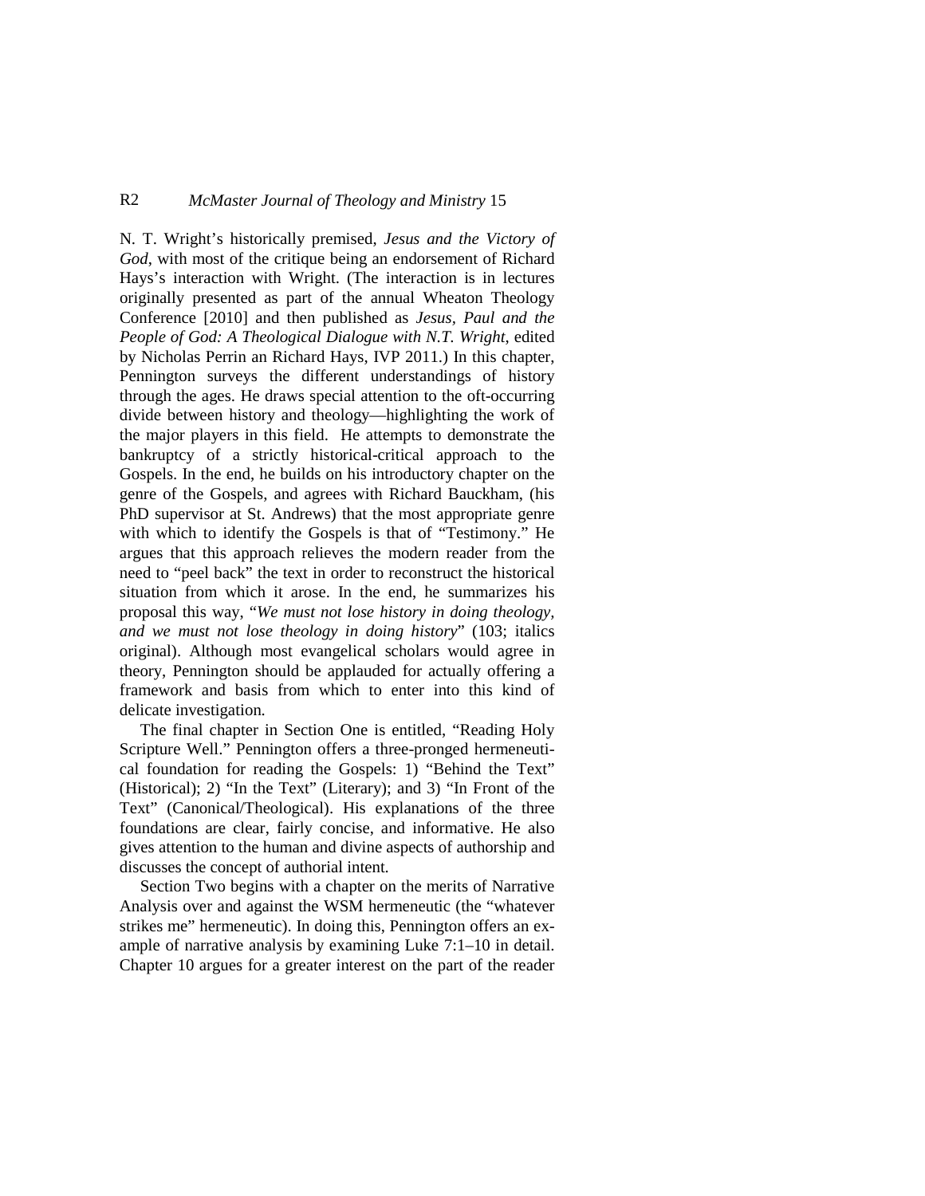N. T. Wright's historically premised, *Jesus and the Victory of God*, with most of the critique being an endorsement of Richard Hays's interaction with Wright. (The interaction is in lectures originally presented as part of the annual Wheaton Theology Conference [2010] and then published as *Jesus, Paul and the People of God: A Theological Dialogue with N.T. Wright*, edited by Nicholas Perrin an Richard Hays, IVP 2011.) In this chapter, Pennington surveys the different understandings of history through the ages. He draws special attention to the oft-occurring divide between history and theology—highlighting the work of the major players in this field. He attempts to demonstrate the bankruptcy of a strictly historical-critical approach to the Gospels. In the end, he builds on his introductory chapter on the genre of the Gospels, and agrees with Richard Bauckham, (his PhD supervisor at St. Andrews) that the most appropriate genre with which to identify the Gospels is that of "Testimony." He argues that this approach relieves the modern reader from the need to "peel back" the text in order to reconstruct the historical situation from which it arose. In the end, he summarizes his proposal this way, "*We must not lose history in doing theology, and we must not lose theology in doing history*" (103; italics original). Although most evangelical scholars would agree in theory, Pennington should be applauded for actually offering a framework and basis from which to enter into this kind of delicate investigation.

The final chapter in Section One is entitled, "Reading Holy Scripture Well." Pennington offers a three-pronged hermeneutical foundation for reading the Gospels: 1) "Behind the Text" (Historical); 2) "In the Text" (Literary); and 3) "In Front of the Text" (Canonical/Theological). His explanations of the three foundations are clear, fairly concise, and informative. He also gives attention to the human and divine aspects of authorship and discusses the concept of authorial intent.

Section Two begins with a chapter on the merits of Narrative Analysis over and against the WSM hermeneutic (the "whatever strikes me" hermeneutic). In doing this, Pennington offers an example of narrative analysis by examining Luke 7:1–10 in detail. Chapter 10 argues for a greater interest on the part of the reader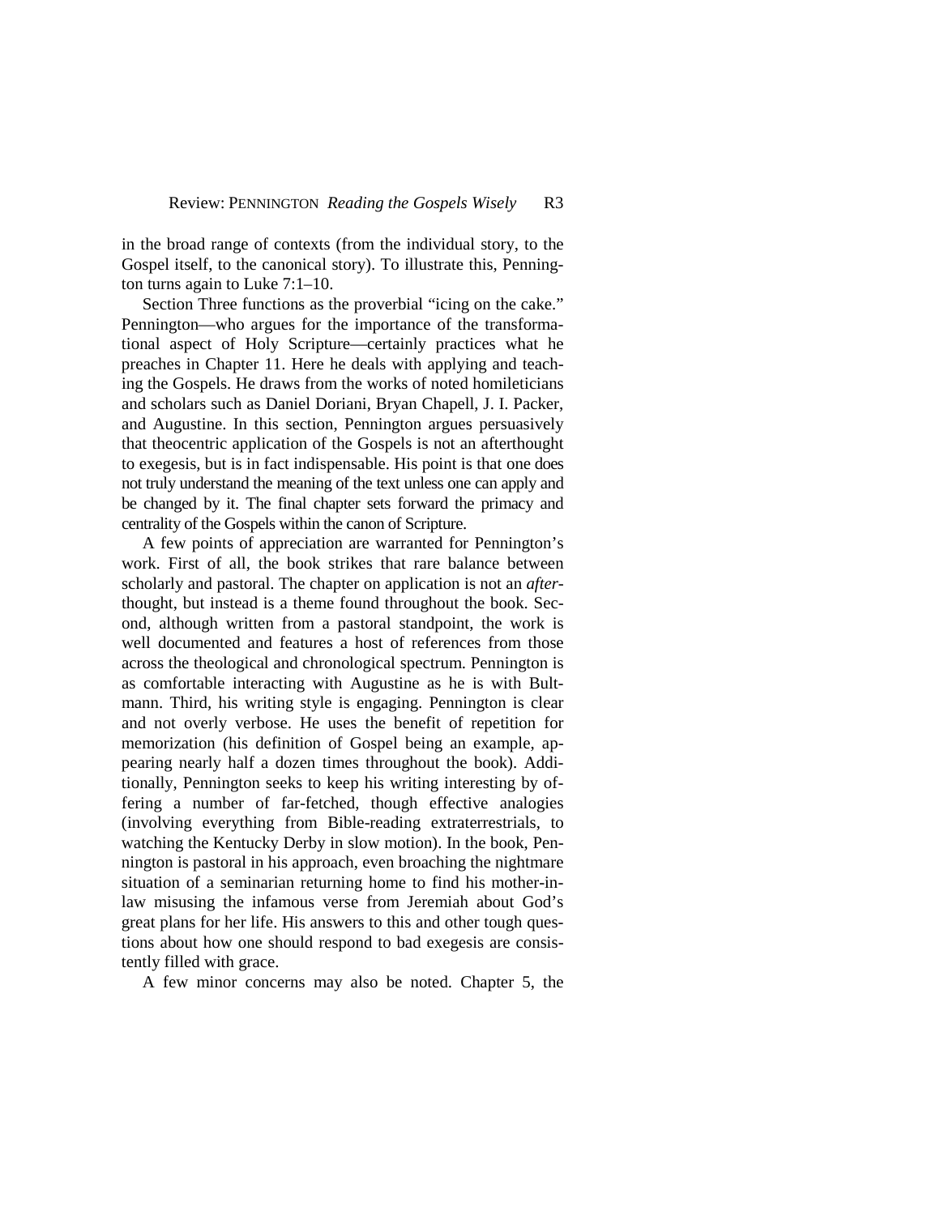in the broad range of contexts (from the individual story, to the Gospel itself, to the canonical story). To illustrate this, Pennington turns again to Luke 7:1–10.

Section Three functions as the proverbial "icing on the cake." Pennington—who argues for the importance of the transformational aspect of Holy Scripture—certainly practices what he preaches in Chapter 11. Here he deals with applying and teaching the Gospels. He draws from the works of noted homileticians and scholars such as Daniel Doriani, Bryan Chapell, J. I. Packer, and Augustine. In this section, Pennington argues persuasively that theocentric application of the Gospels is not an afterthought to exegesis, but is in fact indispensable. His point is that one does not truly understand the meaning of the text unless one can apply and be changed by it. The final chapter sets forward the primacy and centrality of the Gospels within the canon of Scripture.

A few points of appreciation are warranted for Pennington's work. First of all, the book strikes that rare balance between scholarly and pastoral. The chapter on application is not an *after*-thought, but instead is a theme found throughout the book. Second, although written from a pastoral standpoint, the work is well documented and features a host of references from those across the theological and chronological spectrum. Pennington is as comfortable interacting with Augustine as he is with Bultmann. Third, his writing style is engaging. Pennington is clear and not overly verbose. He uses the benefit of repetition for memorization (his definition of Gospel being an example, appearing nearly half a dozen times throughout the book). Additionally, Pennington seeks to keep his writing interesting by offering a number of far-fetched, though effective analogies (involving everything from Bible-reading extraterrestrials, to watching the Kentucky Derby in slow motion). In the book, Pennington is pastoral in his approach, even broaching the nightmare situation of a seminarian returning home to find his mother-in-law misusing the infamous verse from Jeremiah about God's great plans for her life. His answers to this and other tough questions about how one should respond to bad exegesis are consistently filled with grace.

A few minor concerns may also be noted. Chapter 5, the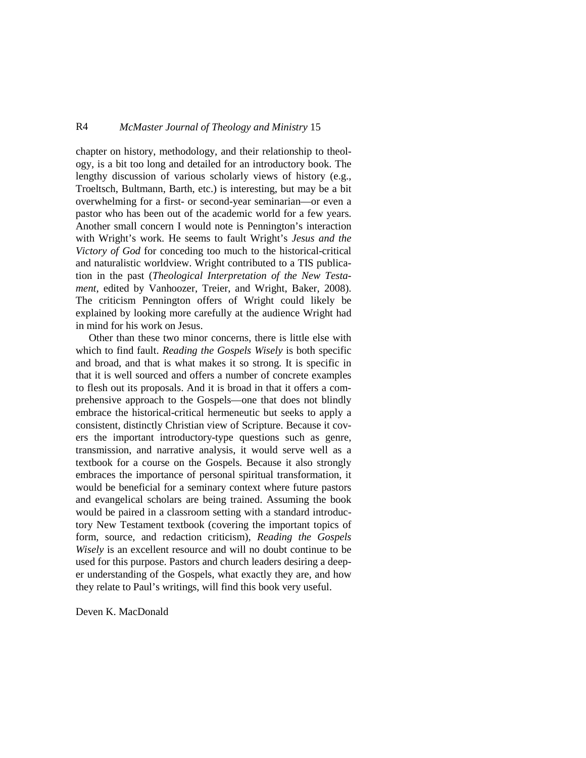chapter on history, methodology, and their relationship to theology, is a bit too long and detailed for an introductory book. The lengthy discussion of various scholarly views of history (e.g., Troeltsch, Bultmann, Barth, etc.) is interesting, but may be a bit overwhelming for a first- or second-year seminarian—or even a pastor who has been out of the academic world for a few years. Another small concern I would note is Pennington's interaction with Wright's work. He seems to fault Wright's *Jesus and the Victory of God* for conceding too much to the historical-critical and naturalistic worldview. Wright contributed to a TIS publication in the past (*Theological Interpretation of the New Testament*, edited by Vanhoozer, Treier, and Wright, Baker, 2008). The criticism Pennington offers of Wright could likely be explained by looking more carefully at the audience Wright had in mind for his work on Jesus.

Other than these two minor concerns, there is little else with which to find fault. *Reading the Gospels Wisely* is both specific and broad, and that is what makes it so strong. It is specific in that it is well sourced and offers a number of concrete examples to flesh out its proposals. And it is broad in that it offers a comprehensive approach to the Gospels—one that does not blindly embrace the historical-critical hermeneutic but seeks to apply a consistent, distinctly Christian view of Scripture. Because it covers the important introductory-type questions such as genre, transmission, and narrative analysis, it would serve well as a textbook for a course on the Gospels. Because it also strongly embraces the importance of personal spiritual transformation, it would be beneficial for a seminary context where future pastors and evangelical scholars are being trained. Assuming the book would be paired in a classroom setting with a standard introductory New Testament textbook (covering the important topics of form, source, and redaction criticism), *Reading the Gospels Wisely* is an excellent resource and will no doubt continue to be used for this purpose. Pastors and church leaders desiring a deeper understanding of the Gospels, what exactly they are, and how they relate to Paul's writings, will find this book very useful.

Deven K. MacDonald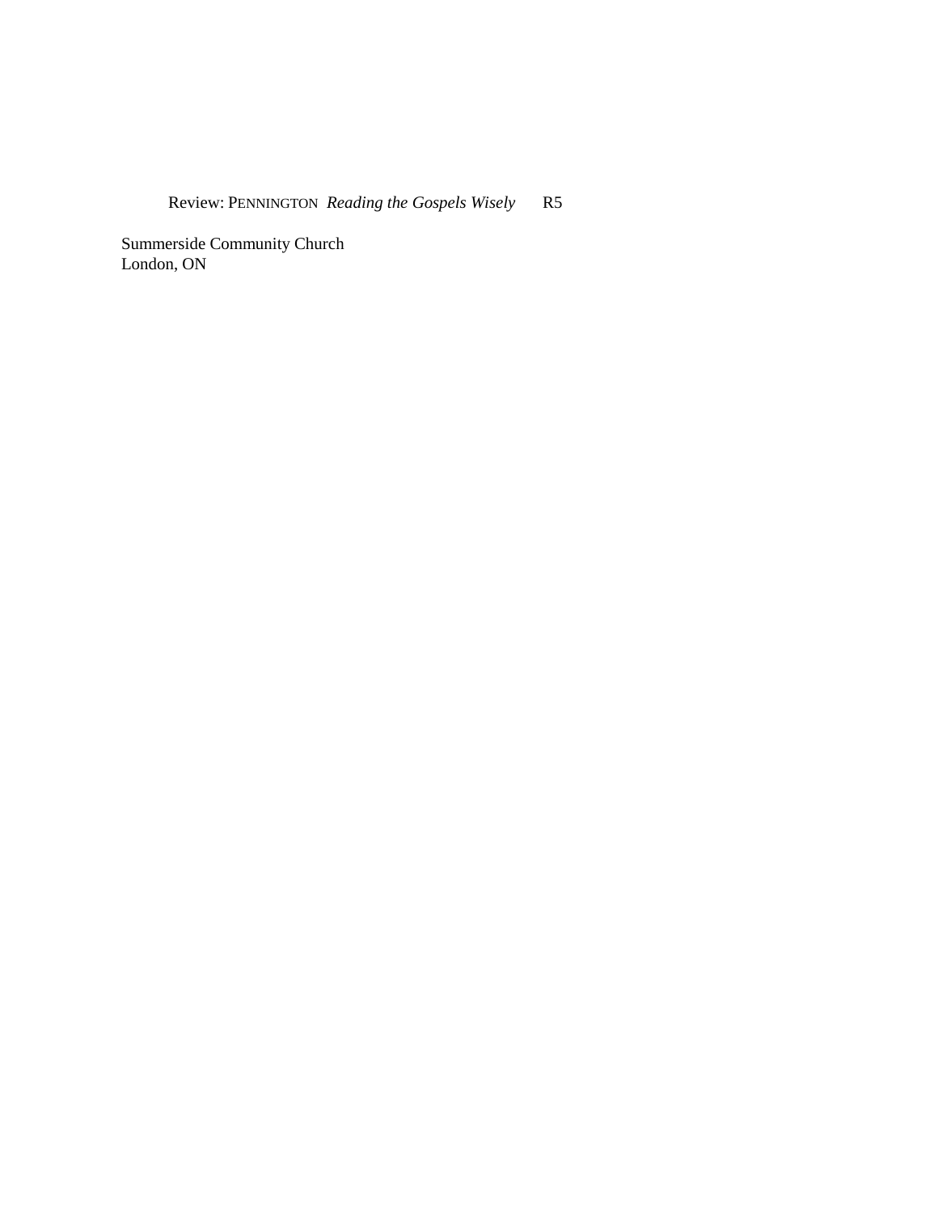Summerside Community Church
London, ON